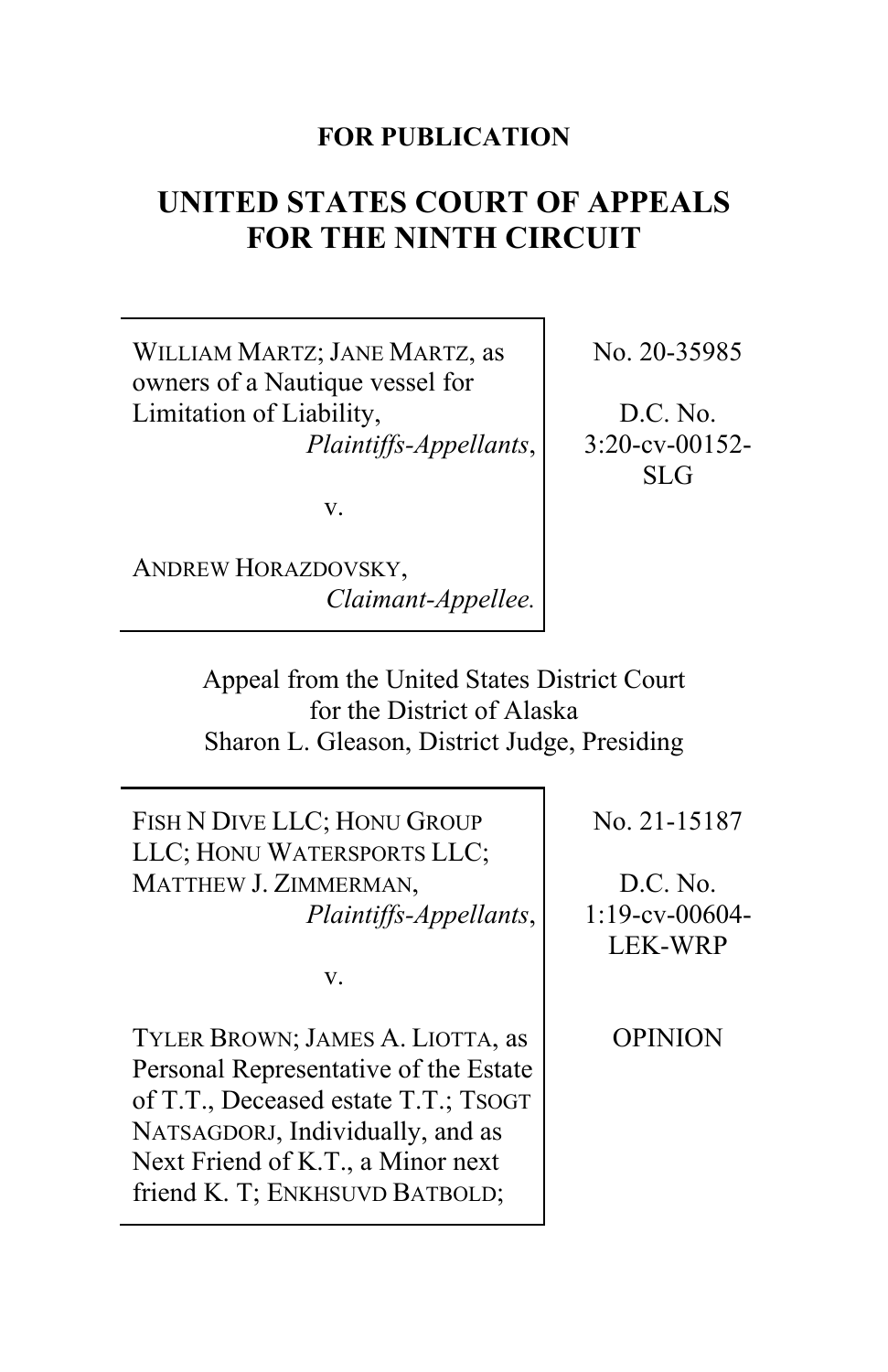**FOR PUBLICATION**

# UNITED STATES COURT OF APPEALS FOR THE NINTH CIRCUIT

| | |
|---|---|
| WILLIAM MARTZ; JANE MARTZ, as owners of a Nautique vessel for Limitation of Liability, *Plaintiffs-Appellants*, <br><br> v. <br><br> ANDREW HORAZDOVSKY, *Claimant-Appellee.* | No. 20-35985 <br><br> D.C. No. 3:20-cv-00152-SLG |

Appeal from the United States District Court for the District of Alaska
Sharon L. Gleason, District Judge, Presiding

| | |
|---|---|
| FISH N DIVE LLC; HONU GROUP LLC; HONU WATERSPORTS LLC; MATTHEW J. ZIMMERMAN, *Plaintiffs-Appellants*, <br><br> v. <br><br> TYLER BROWN; JAMES A. LIOTTA, as Personal Representative of the Estate of T.T., Deceased estate T.T.; TSOGT NATSAGDORJ, Individually, and as Next Friend of K.T., a Minor next friend K. T; ENKHSUVD BATBOLD; | No. 21-15187 <br><br> D.C. No. 1:19-cv-00604-LEK-WRP <br><br> OPINION |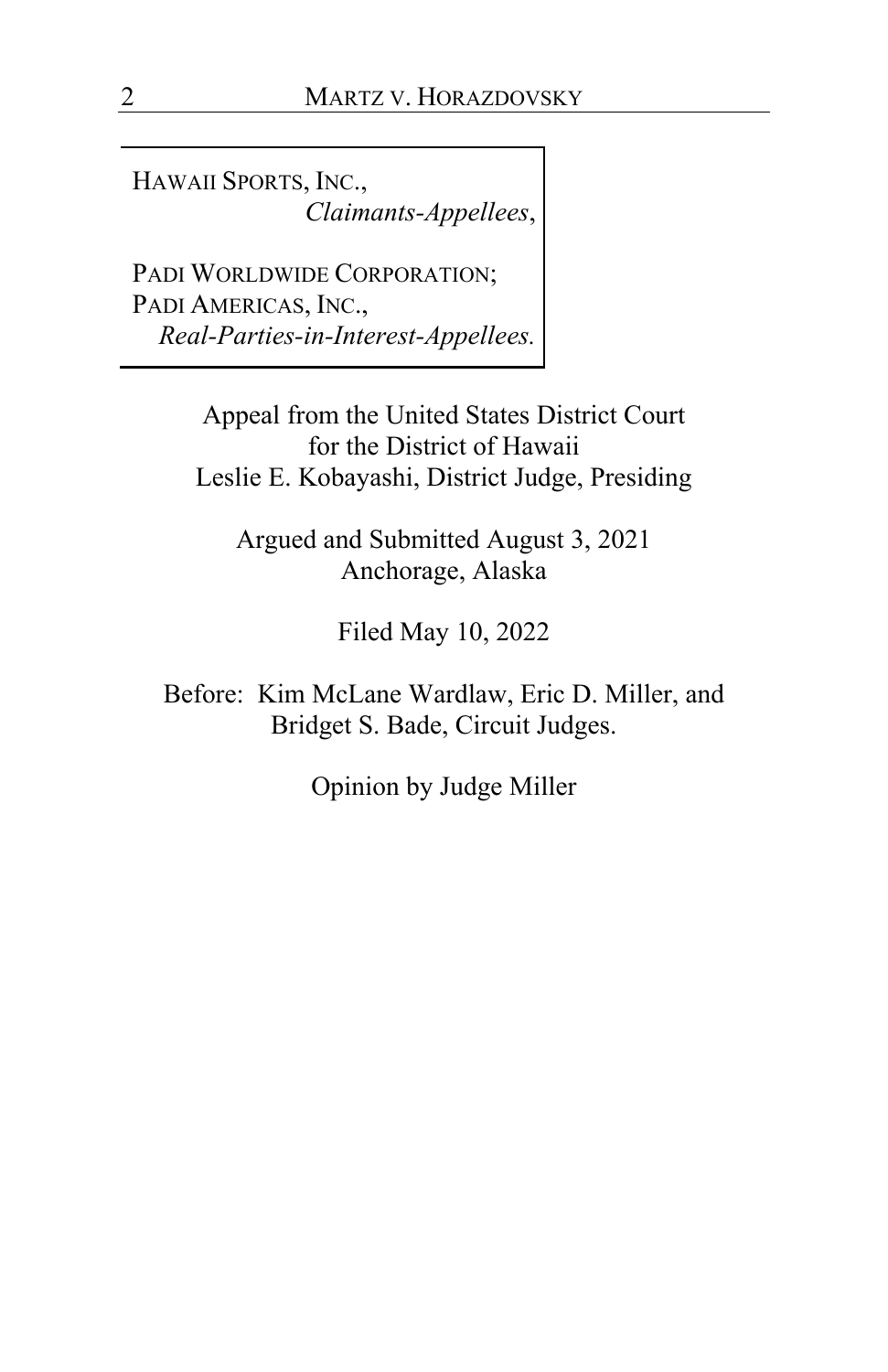HAWAII SPORTS, INC.,
*Claimants-Appellees*,

PADI WORLDWIDE CORPORATION;
PADI AMERICAS, INC.,
*Real-Parties-in-Interest-Appellees.*

Appeal from the United States District Court
for the District of Hawaii
Leslie E. Kobayashi, District Judge, Presiding

Argued and Submitted August 3, 2021
Anchorage, Alaska

Filed May 10, 2022

Before: Kim McLane Wardlaw, Eric D. Miller, and
Bridget S. Bade, Circuit Judges.

Opinion by Judge Miller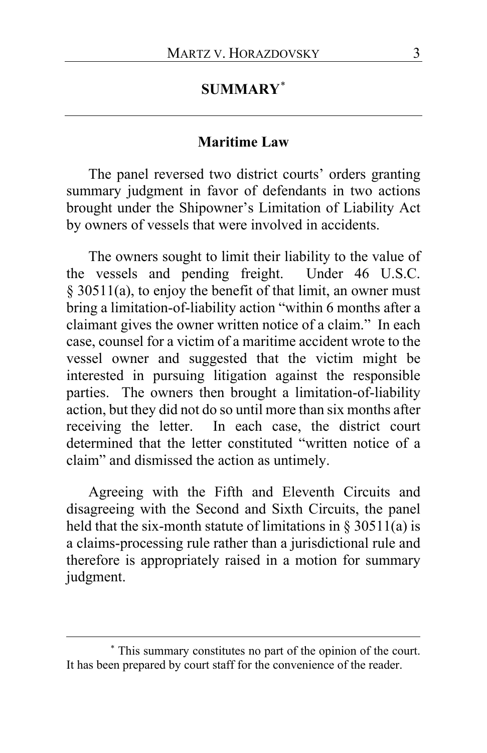# SUMMARY[*]

## Maritime Law

The panel reversed two district courts' orders granting summary judgment in favor of defendants in two actions brought under the Shipowner's Limitation of Liability Act by owners of vessels that were involved in accidents.

The owners sought to limit their liability to the value of the vessels and pending freight. Under 46 U.S.C. § 30511(a), to enjoy the benefit of that limit, an owner must bring a limitation-of-liability action "within 6 months after a claimant gives the owner written notice of a claim." In each case, counsel for a victim of a maritime accident wrote to the vessel owner and suggested that the victim might be interested in pursuing litigation against the responsible parties. The owners then brought a limitation-of-liability action, but they did not do so until more than six months after receiving the letter. In each case, the district court determined that the letter constituted "written notice of a claim" and dismissed the action as untimely.

Agreeing with the Fifth and Eleventh Circuits and disagreeing with the Second and Sixth Circuits, the panel held that the six-month statute of limitations in § 30511(a) is a claims-processing rule rather than a jurisdictional rule and therefore is appropriately raised in a motion for summary judgment.

---

[*] This summary constitutes no part of the opinion of the court. It has been prepared by court staff for the convenience of the reader.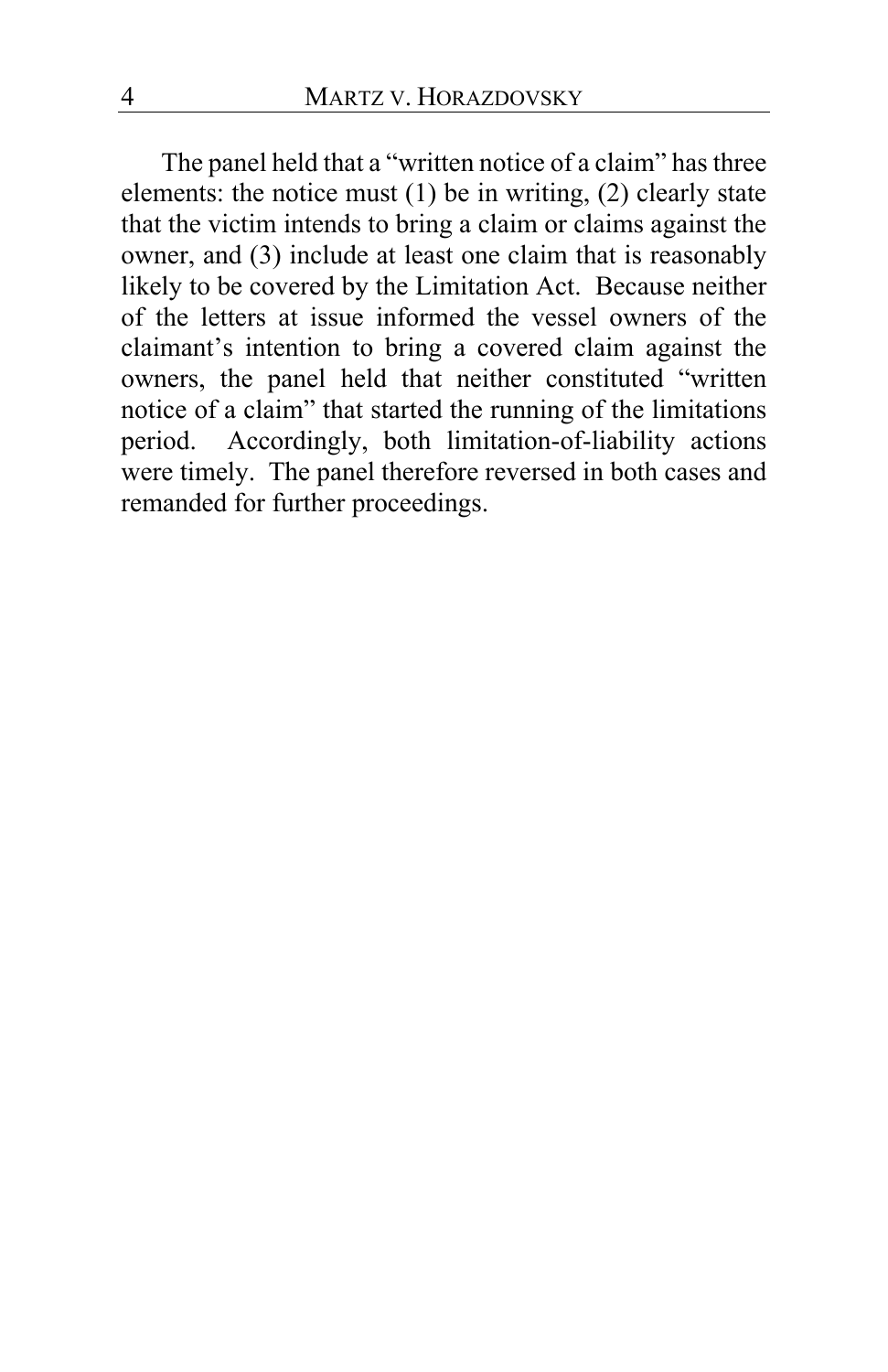The panel held that a "written notice of a claim" has three elements: the notice must (1) be in writing, (2) clearly state that the victim intends to bring a claim or claims against the owner, and (3) include at least one claim that is reasonably likely to be covered by the Limitation Act. Because neither of the letters at issue informed the vessel owners of the claimant's intention to bring a covered claim against the owners, the panel held that neither constituted "written notice of a claim" that started the running of the limitations period. Accordingly, both limitation-of-liability actions were timely. The panel therefore reversed in both cases and remanded for further proceedings.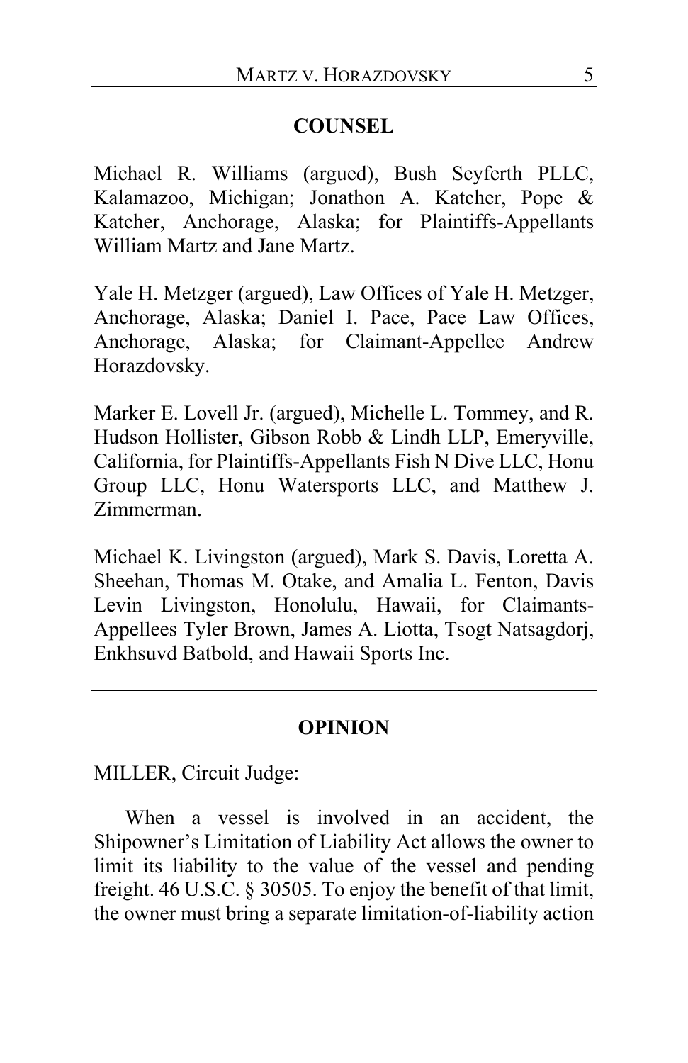## COUNSEL

Michael R. Williams (argued), Bush Seyferth PLLC, Kalamazoo, Michigan; Jonathon A. Katcher, Pope & Katcher, Anchorage, Alaska; for Plaintiffs-Appellants William Martz and Jane Martz.

Yale H. Metzger (argued), Law Offices of Yale H. Metzger, Anchorage, Alaska; Daniel I. Pace, Pace Law Offices, Anchorage, Alaska; for Claimant-Appellee Andrew Horazdovsky.

Marker E. Lovell Jr. (argued), Michelle L. Tommey, and R. Hudson Hollister, Gibson Robb & Lindh LLP, Emeryville, California, for Plaintiffs-Appellants Fish N Dive LLC, Honu Group LLC, Honu Watersports LLC, and Matthew J. Zimmerman.

Michael K. Livingston (argued), Mark S. Davis, Loretta A. Sheehan, Thomas M. Otake, and Amalia L. Fenton, Davis Levin Livingston, Honolulu, Hawaii, for Claimants-Appellees Tyler Brown, James A. Liotta, Tsogt Natsagdorj, Enkhsuvd Batbold, and Hawaii Sports Inc.

---

## OPINION

MILLER, Circuit Judge:

When a vessel is involved in an accident, the Shipowner's Limitation of Liability Act allows the owner to limit its liability to the value of the vessel and pending freight. 46 U.S.C. § 30505. To enjoy the benefit of that limit, the owner must bring a separate limitation-of-liability action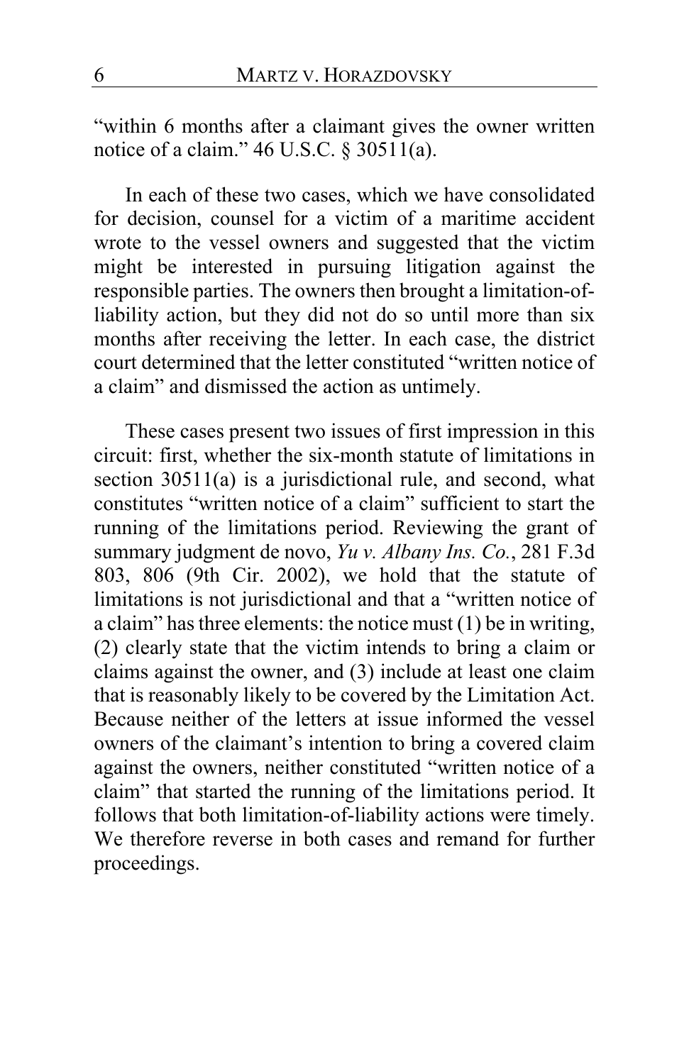"within 6 months after a claimant gives the owner written notice of a claim." 46 U.S.C. § 30511(a).

In each of these two cases, which we have consolidated for decision, counsel for a victim of a maritime accident wrote to the vessel owners and suggested that the victim might be interested in pursuing litigation against the responsible parties. The owners then brought a limitation-of-liability action, but they did not do so until more than six months after receiving the letter. In each case, the district court determined that the letter constituted "written notice of a claim" and dismissed the action as untimely.

These cases present two issues of first impression in this circuit: first, whether the six-month statute of limitations in section 30511(a) is a jurisdictional rule, and second, what constitutes "written notice of a claim" sufficient to start the running of the limitations period. Reviewing the grant of summary judgment de novo, *Yu v. Albany Ins. Co.*, 281 F.3d 803, 806 (9th Cir. 2002), we hold that the statute of limitations is not jurisdictional and that a "written notice of a claim" has three elements: the notice must (1) be in writing, (2) clearly state that the victim intends to bring a claim or claims against the owner, and (3) include at least one claim that is reasonably likely to be covered by the Limitation Act. Because neither of the letters at issue informed the vessel owners of the claimant's intention to bring a covered claim against the owners, neither constituted "written notice of a claim" that started the running of the limitations period. It follows that both limitation-of-liability actions were timely. We therefore reverse in both cases and remand for further proceedings.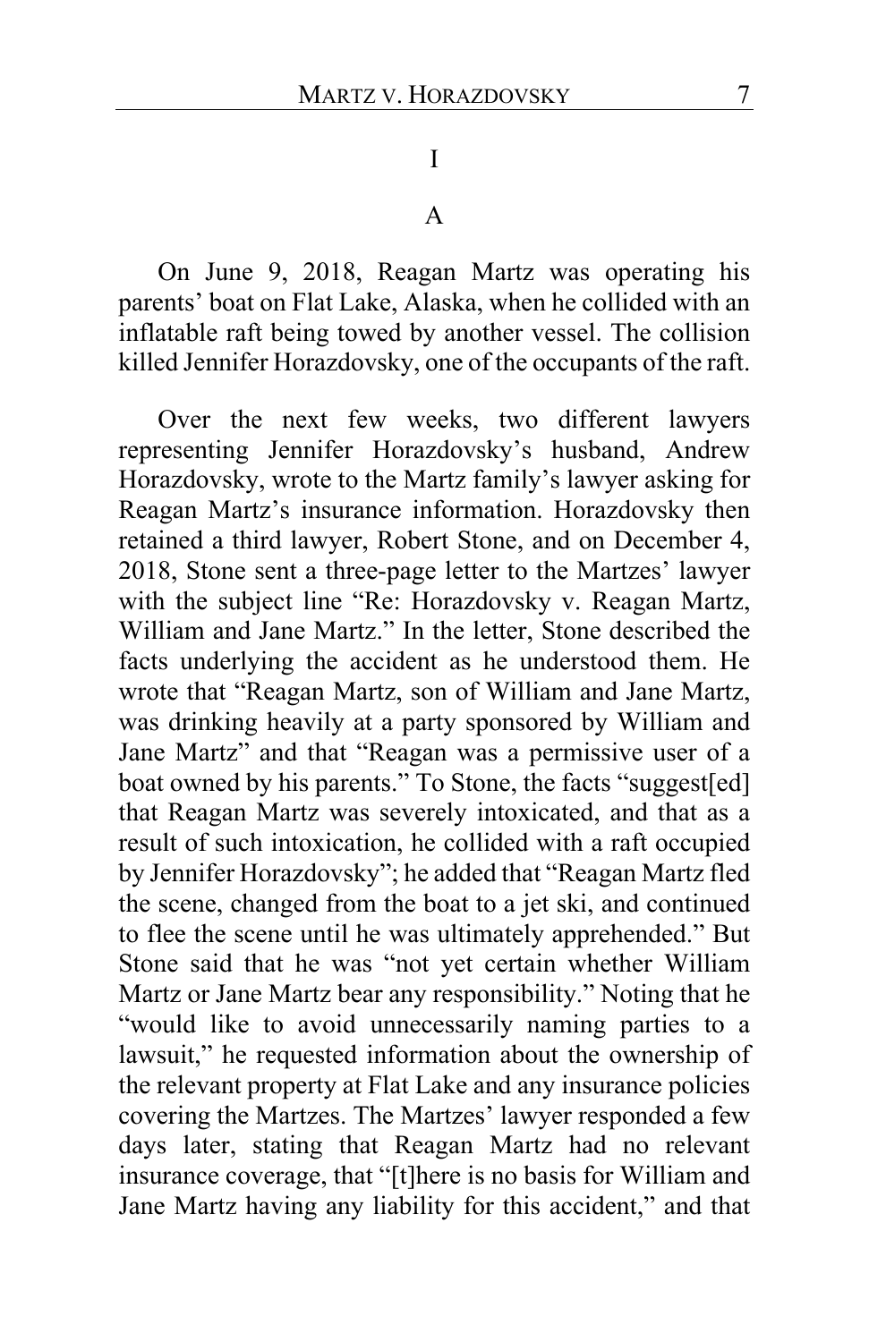# I

## A

On June 9, 2018, Reagan Martz was operating his parents' boat on Flat Lake, Alaska, when he collided with an inflatable raft being towed by another vessel. The collision killed Jennifer Horazdovsky, one of the occupants of the raft.

Over the next few weeks, two different lawyers representing Jennifer Horazdovsky's husband, Andrew Horazdovsky, wrote to the Martz family's lawyer asking for Reagan Martz's insurance information. Horazdovsky then retained a third lawyer, Robert Stone, and on December 4, 2018, Stone sent a three-page letter to the Martzes' lawyer with the subject line "Re: Horazdovsky v. Reagan Martz, William and Jane Martz." In the letter, Stone described the facts underlying the accident as he understood them. He wrote that "Reagan Martz, son of William and Jane Martz, was drinking heavily at a party sponsored by William and Jane Martz" and that "Reagan was a permissive user of a boat owned by his parents." To Stone, the facts "suggest[ed] that Reagan Martz was severely intoxicated, and that as a result of such intoxication, he collided with a raft occupied by Jennifer Horazdovsky"; he added that "Reagan Martz fled the scene, changed from the boat to a jet ski, and continued to flee the scene until he was ultimately apprehended." But Stone said that he was "not yet certain whether William Martz or Jane Martz bear any responsibility." Noting that he "would like to avoid unnecessarily naming parties to a lawsuit," he requested information about the ownership of the relevant property at Flat Lake and any insurance policies covering the Martzes. The Martzes' lawyer responded a few days later, stating that Reagan Martz had no relevant insurance coverage, that "[t]here is no basis for William and Jane Martz having any liability for this accident," and that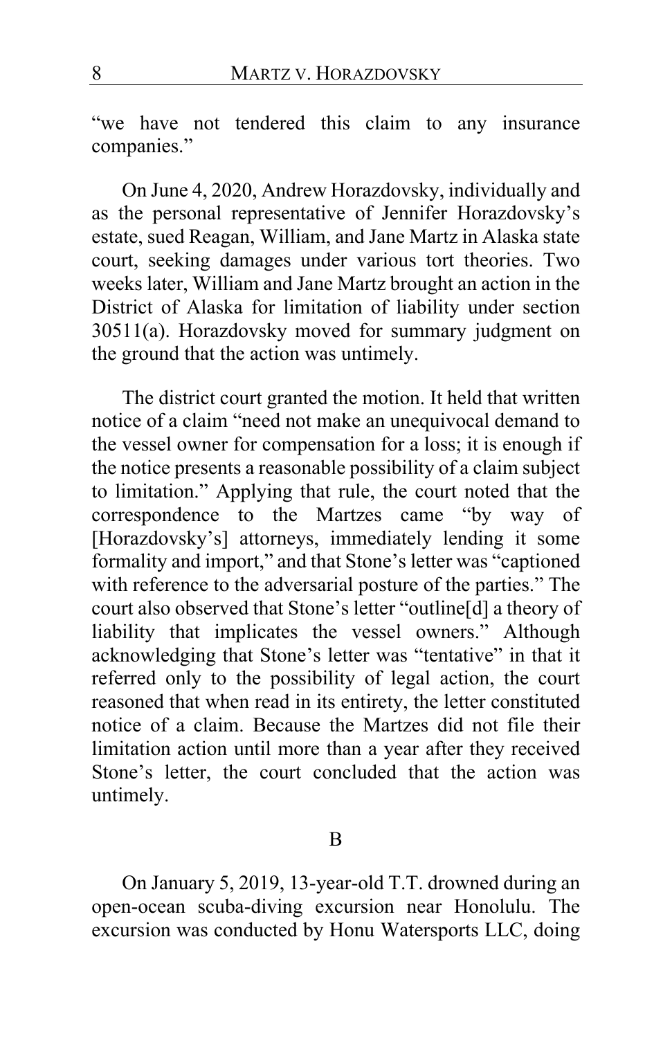"we have not tendered this claim to any insurance companies."

On June 4, 2020, Andrew Horazdovsky, individually and as the personal representative of Jennifer Horazdovsky's estate, sued Reagan, William, and Jane Martz in Alaska state court, seeking damages under various tort theories. Two weeks later, William and Jane Martz brought an action in the District of Alaska for limitation of liability under section 30511(a). Horazdovsky moved for summary judgment on the ground that the action was untimely.

The district court granted the motion. It held that written notice of a claim "need not make an unequivocal demand to the vessel owner for compensation for a loss; it is enough if the notice presents a reasonable possibility of a claim subject to limitation." Applying that rule, the court noted that the correspondence to the Martzes came "by way of [Horazdovsky's] attorneys, immediately lending it some formality and import," and that Stone's letter was "captioned with reference to the adversarial posture of the parties." The court also observed that Stone's letter "outline[d] a theory of liability that implicates the vessel owners." Although acknowledging that Stone's letter was "tentative" in that it referred only to the possibility of legal action, the court reasoned that when read in its entirety, the letter constituted notice of a claim. Because the Martzes did not file their limitation action until more than a year after they received Stone's letter, the court concluded that the action was untimely.

B

On January 5, 2019, 13-year-old T.T. drowned during an open-ocean scuba-diving excursion near Honolulu. The excursion was conducted by Honu Watersports LLC, doing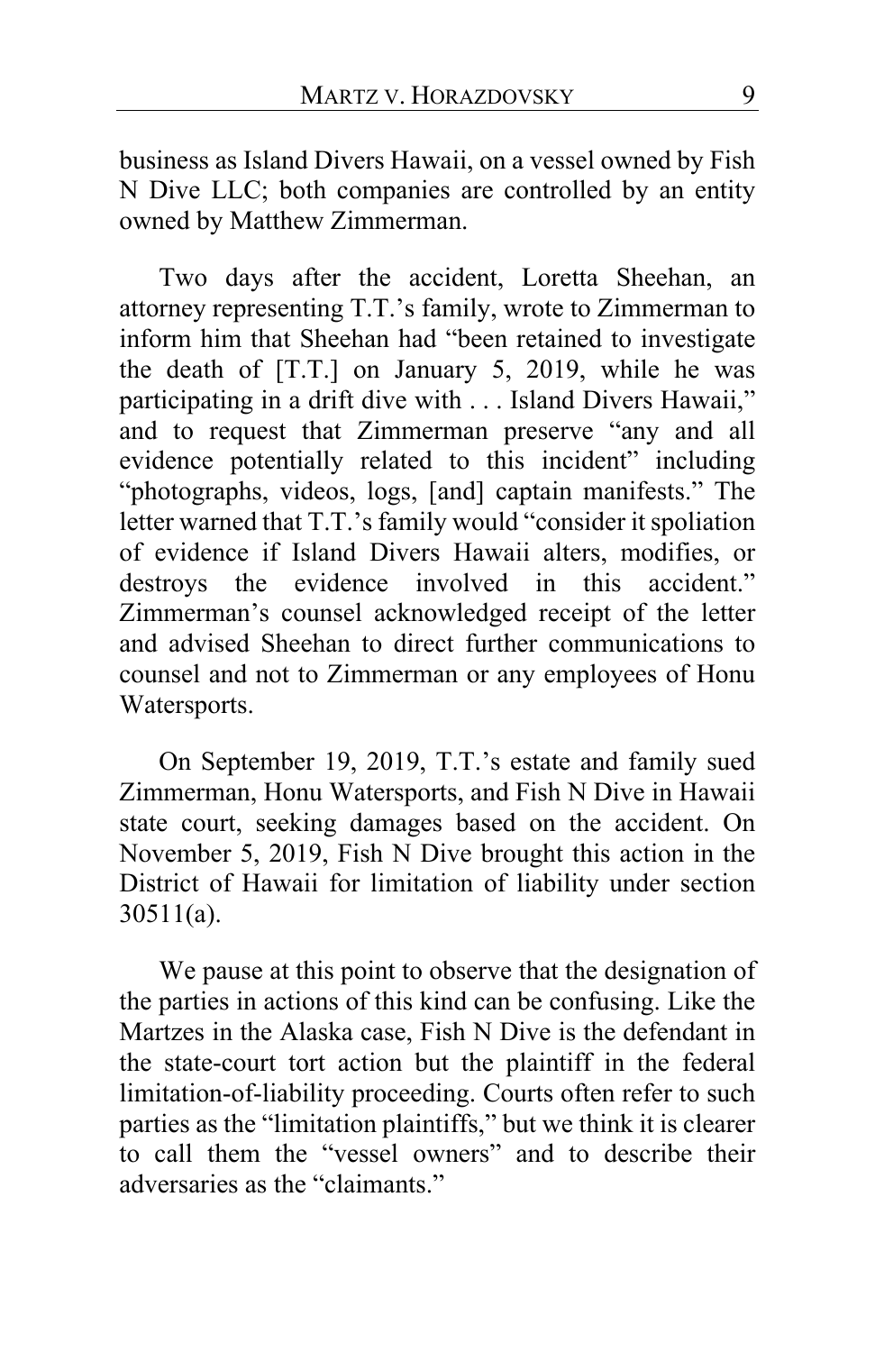business as Island Divers Hawaii, on a vessel owned by Fish N Dive LLC; both companies are controlled by an entity owned by Matthew Zimmerman.

Two days after the accident, Loretta Sheehan, an attorney representing T.T.'s family, wrote to Zimmerman to inform him that Sheehan had "been retained to investigate the death of [T.T.] on January 5, 2019, while he was participating in a drift dive with . . . Island Divers Hawaii," and to request that Zimmerman preserve "any and all evidence potentially related to this incident" including "photographs, videos, logs, [and] captain manifests." The letter warned that T.T.'s family would "consider it spoliation of evidence if Island Divers Hawaii alters, modifies, or destroys the evidence involved in this accident." Zimmerman's counsel acknowledged receipt of the letter and advised Sheehan to direct further communications to counsel and not to Zimmerman or any employees of Honu Watersports.

On September 19, 2019, T.T.'s estate and family sued Zimmerman, Honu Watersports, and Fish N Dive in Hawaii state court, seeking damages based on the accident. On November 5, 2019, Fish N Dive brought this action in the District of Hawaii for limitation of liability under section 30511(a).

We pause at this point to observe that the designation of the parties in actions of this kind can be confusing. Like the Martzes in the Alaska case, Fish N Dive is the defendant in the state-court tort action but the plaintiff in the federal limitation-of-liability proceeding. Courts often refer to such parties as the "limitation plaintiffs," but we think it is clearer to call them the "vessel owners" and to describe their adversaries as the "claimants."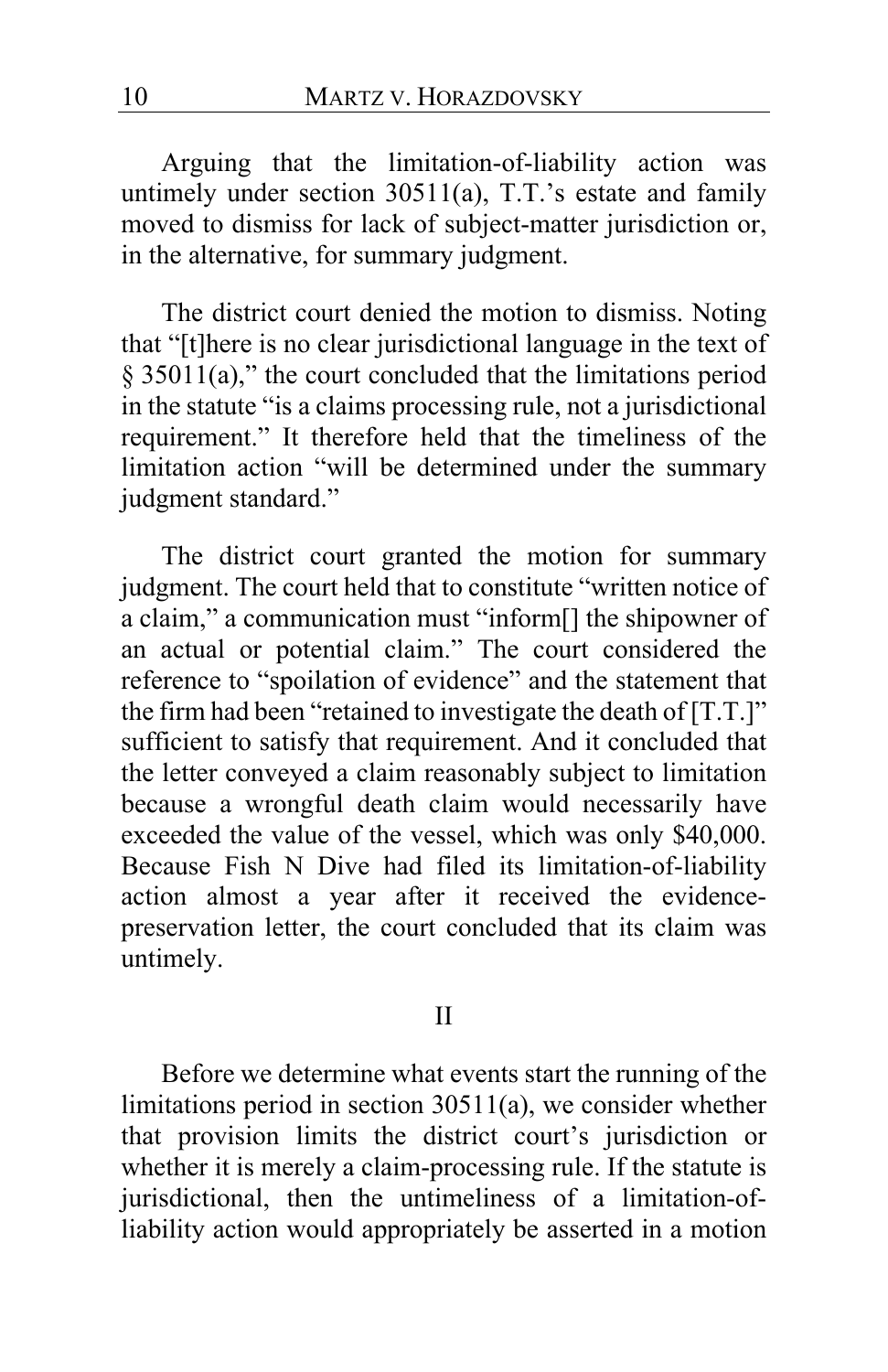Arguing that the limitation-of-liability action was untimely under section 30511(a), T.T.'s estate and family moved to dismiss for lack of subject-matter jurisdiction or, in the alternative, for summary judgment.

The district court denied the motion to dismiss. Noting that "[t]here is no clear jurisdictional language in the text of § 35011(a)," the court concluded that the limitations period in the statute "is a claims processing rule, not a jurisdictional requirement." It therefore held that the timeliness of the limitation action "will be determined under the summary judgment standard."

The district court granted the motion for summary judgment. The court held that to constitute "written notice of a claim," a communication must "inform[] the shipowner of an actual or potential claim." The court considered the reference to "spoilation of evidence" and the statement that the firm had been "retained to investigate the death of [T.T.]" sufficient to satisfy that requirement. And it concluded that the letter conveyed a claim reasonably subject to limitation because a wrongful death claim would necessarily have exceeded the value of the vessel, which was only $40,000. Because Fish N Dive had filed its limitation-of-liability action almost a year after it received the evidence-preservation letter, the court concluded that its claim was untimely.

## II

Before we determine what events start the running of the limitations period in section 30511(a), we consider whether that provision limits the district court's jurisdiction or whether it is merely a claim-processing rule. If the statute is jurisdictional, then the untimeliness of a limitation-of-liability action would appropriately be asserted in a motion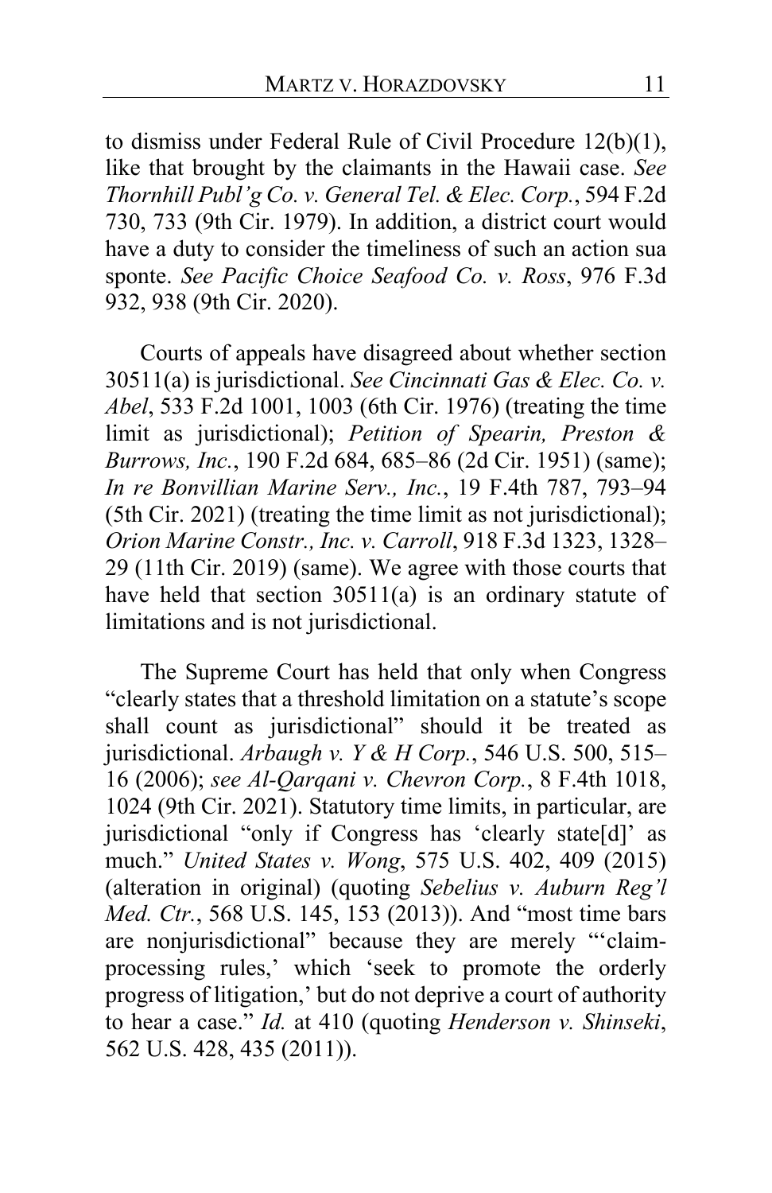to dismiss under Federal Rule of Civil Procedure 12(b)(1), like that brought by the claimants in the Hawaii case. *See Thornhill Publ'g Co. v. General Tel. & Elec. Corp.*, 594 F.2d 730, 733 (9th Cir. 1979). In addition, a district court would have a duty to consider the timeliness of such an action sua sponte. *See Pacific Choice Seafood Co. v. Ross*, 976 F.3d 932, 938 (9th Cir. 2020).

Courts of appeals have disagreed about whether section 30511(a) is jurisdictional. *See Cincinnati Gas & Elec. Co. v. Abel*, 533 F.2d 1001, 1003 (6th Cir. 1976) (treating the time limit as jurisdictional); *Petition of Spearin, Preston & Burrows, Inc.*, 190 F.2d 684, 685–86 (2d Cir. 1951) (same); *In re Bonvillian Marine Serv., Inc.*, 19 F.4th 787, 793–94 (5th Cir. 2021) (treating the time limit as not jurisdictional); *Orion Marine Constr., Inc. v. Carroll*, 918 F.3d 1323, 1328–29 (11th Cir. 2019) (same). We agree with those courts that have held that section 30511(a) is an ordinary statute of limitations and is not jurisdictional.

The Supreme Court has held that only when Congress "clearly states that a threshold limitation on a statute's scope shall count as jurisdictional" should it be treated as jurisdictional. *Arbaugh v. Y & H Corp.*, 546 U.S. 500, 515–16 (2006); *see Al-Qarqani v. Chevron Corp.*, 8 F.4th 1018, 1024 (9th Cir. 2021). Statutory time limits, in particular, are jurisdictional "only if Congress has 'clearly state[d]' as much." *United States v. Wong*, 575 U.S. 402, 409 (2015) (alteration in original) (quoting *Sebelius v. Auburn Reg'l Med. Ctr.*, 568 U.S. 145, 153 (2013)). And "most time bars are nonjurisdictional" because they are merely "'claim-processing rules,' which 'seek to promote the orderly progress of litigation,' but do not deprive a court of authority to hear a case." *Id.* at 410 (quoting *Henderson v. Shinseki*, 562 U.S. 428, 435 (2011)).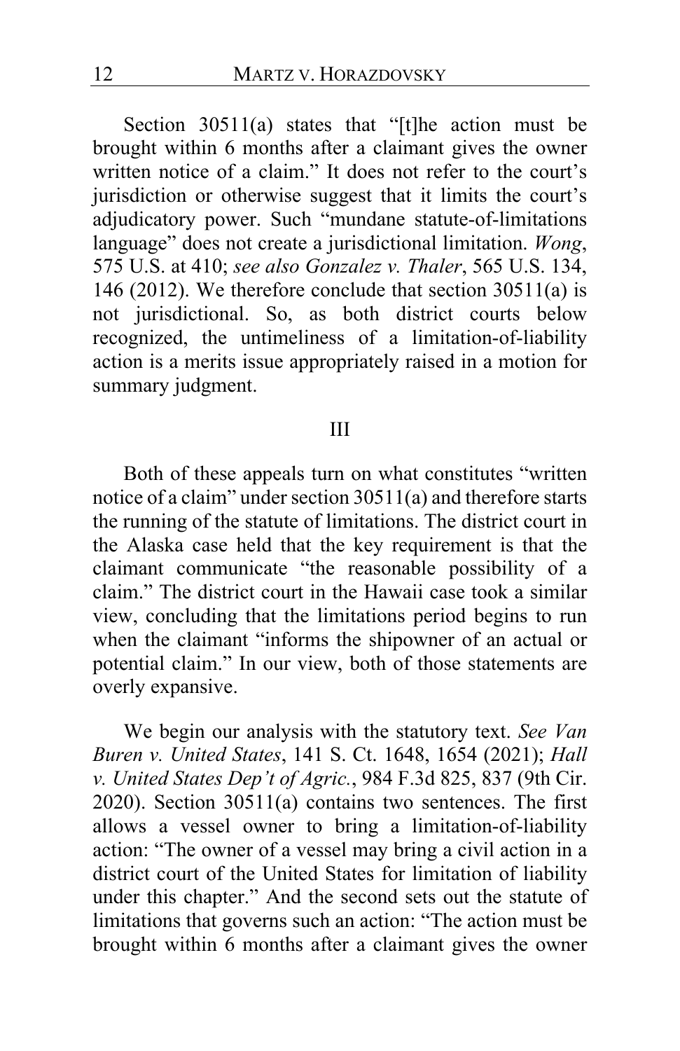Section 30511(a) states that "[t]he action must be brought within 6 months after a claimant gives the owner written notice of a claim." It does not refer to the court's jurisdiction or otherwise suggest that it limits the court's adjudicatory power. Such "mundane statute-of-limitations language" does not create a jurisdictional limitation. *Wong*, 575 U.S. at 410; *see also Gonzalez v. Thaler*, 565 U.S. 134, 146 (2012). We therefore conclude that section 30511(a) is not jurisdictional. So, as both district courts below recognized, the untimeliness of a limitation-of-liability action is a merits issue appropriately raised in a motion for summary judgment.

## III

Both of these appeals turn on what constitutes "written notice of a claim" under section 30511(a) and therefore starts the running of the statute of limitations. The district court in the Alaska case held that the key requirement is that the claimant communicate "the reasonable possibility of a claim." The district court in the Hawaii case took a similar view, concluding that the limitations period begins to run when the claimant "informs the shipowner of an actual or potential claim." In our view, both of those statements are overly expansive.

We begin our analysis with the statutory text. *See Van Buren v. United States*, 141 S. Ct. 1648, 1654 (2021); *Hall v. United States Dep't of Agric.*, 984 F.3d 825, 837 (9th Cir. 2020). Section 30511(a) contains two sentences. The first allows a vessel owner to bring a limitation-of-liability action: "The owner of a vessel may bring a civil action in a district court of the United States for limitation of liability under this chapter." And the second sets out the statute of limitations that governs such an action: "The action must be brought within 6 months after a claimant gives the owner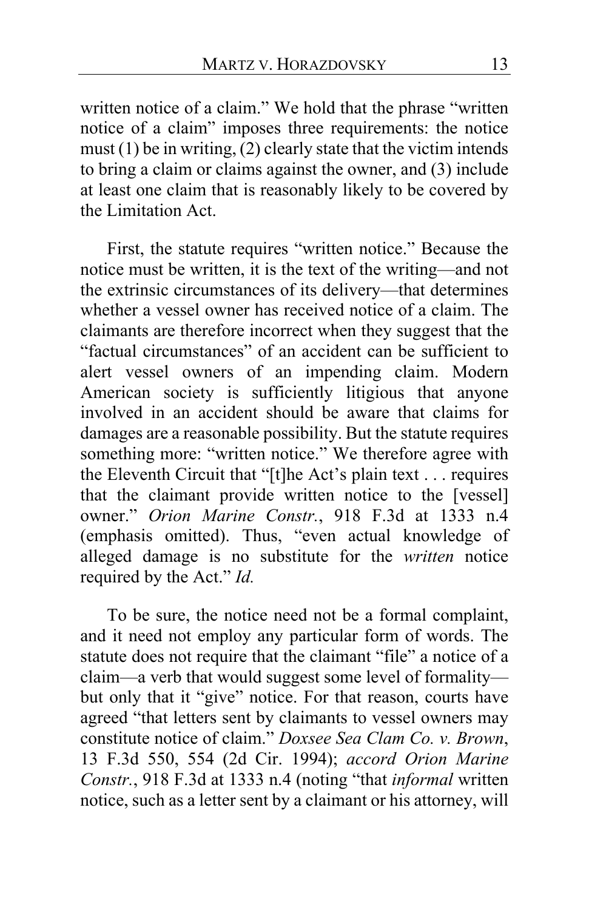written notice of a claim." We hold that the phrase "written notice of a claim" imposes three requirements: the notice must (1) be in writing, (2) clearly state that the victim intends to bring a claim or claims against the owner, and (3) include at least one claim that is reasonably likely to be covered by the Limitation Act.

First, the statute requires "written notice." Because the notice must be written, it is the text of the writing—and not the extrinsic circumstances of its delivery—that determines whether a vessel owner has received notice of a claim. The claimants are therefore incorrect when they suggest that the "factual circumstances" of an accident can be sufficient to alert vessel owners of an impending claim. Modern American society is sufficiently litigious that anyone involved in an accident should be aware that claims for damages are a reasonable possibility. But the statute requires something more: "written notice." We therefore agree with the Eleventh Circuit that "[t]he Act's plain text . . . requires that the claimant provide written notice to the [vessel] owner." *Orion Marine Constr.*, 918 F.3d at 1333 n.4 (emphasis omitted). Thus, "even actual knowledge of alleged damage is no substitute for the *written* notice required by the Act." *Id.*

To be sure, the notice need not be a formal complaint, and it need not employ any particular form of words. The statute does not require that the claimant "file" a notice of a claim—a verb that would suggest some level of formality—but only that it "give" notice. For that reason, courts have agreed "that letters sent by claimants to vessel owners may constitute notice of claim." *Doxsee Sea Clam Co. v. Brown*, 13 F.3d 550, 554 (2d Cir. 1994); *accord Orion Marine Constr.*, 918 F.3d at 1333 n.4 (noting "that *informal* written notice, such as a letter sent by a claimant or his attorney, will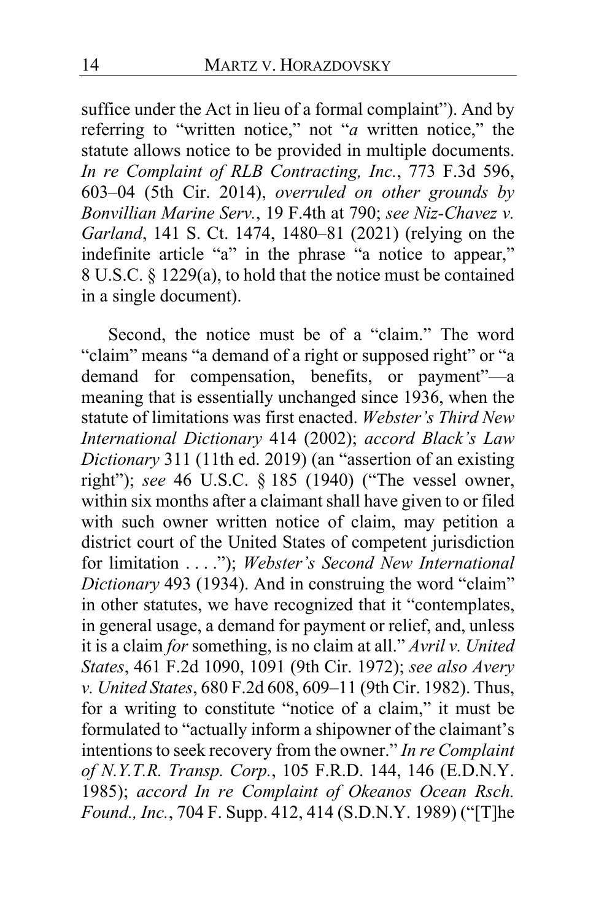suffice under the Act in lieu of a formal complaint"). And by referring to "written notice," not "*a* written notice," the statute allows notice to be provided in multiple documents. *In re Complaint of RLB Contracting, Inc.*, 773 F.3d 596, 603–04 (5th Cir. 2014), *overruled on other grounds by Bonvillian Marine Serv.*, 19 F.4th at 790; *see Niz-Chavez v. Garland*, 141 S. Ct. 1474, 1480–81 (2021) (relying on the indefinite article "a" in the phrase "a notice to appear," 8 U.S.C. § 1229(a), to hold that the notice must be contained in a single document).

Second, the notice must be of a "claim." The word "claim" means "a demand of a right or supposed right" or "a demand for compensation, benefits, or payment"—a meaning that is essentially unchanged since 1936, when the statute of limitations was first enacted. *Webster's Third New International Dictionary* 414 (2002); *accord Black's Law Dictionary* 311 (11th ed. 2019) (an "assertion of an existing right"); *see* 46 U.S.C. § 185 (1940) ("The vessel owner, within six months after a claimant shall have given to or filed with such owner written notice of claim, may petition a district court of the United States of competent jurisdiction for limitation . . . ."); *Webster's Second New International Dictionary* 493 (1934). And in construing the word "claim" in other statutes, we have recognized that it "contemplates, in general usage, a demand for payment or relief, and, unless it is a claim *for* something, is no claim at all." *Avril v. United States*, 461 F.2d 1090, 1091 (9th Cir. 1972); *see also Avery v. United States*, 680 F.2d 608, 609–11 (9th Cir. 1982). Thus, for a writing to constitute "notice of a claim," it must be formulated to "actually inform a shipowner of the claimant's intentions to seek recovery from the owner." *In re Complaint of N.Y.T.R. Transp. Corp.*, 105 F.R.D. 144, 146 (E.D.N.Y. 1985); *accord In re Complaint of Okeanos Ocean Rsch. Found., Inc.*, 704 F. Supp. 412, 414 (S.D.N.Y. 1989) ("[T]he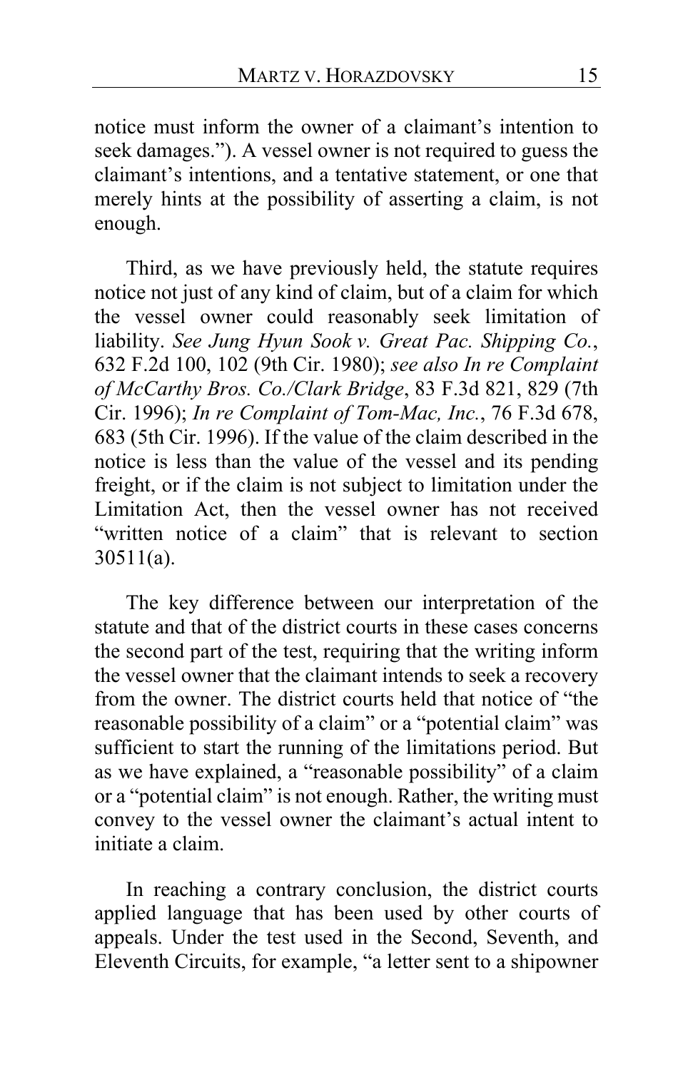notice must inform the owner of a claimant's intention to seek damages."). A vessel owner is not required to guess the claimant's intentions, and a tentative statement, or one that merely hints at the possibility of asserting a claim, is not enough.

Third, as we have previously held, the statute requires notice not just of any kind of claim, but of a claim for which the vessel owner could reasonably seek limitation of liability. *See Jung Hyun Sook v. Great Pac. Shipping Co.*, 632 F.2d 100, 102 (9th Cir. 1980); *see also In re Complaint of McCarthy Bros. Co./Clark Bridge*, 83 F.3d 821, 829 (7th Cir. 1996); *In re Complaint of Tom-Mac, Inc.*, 76 F.3d 678, 683 (5th Cir. 1996). If the value of the claim described in the notice is less than the value of the vessel and its pending freight, or if the claim is not subject to limitation under the Limitation Act, then the vessel owner has not received "written notice of a claim" that is relevant to section 30511(a).

The key difference between our interpretation of the statute and that of the district courts in these cases concerns the second part of the test, requiring that the writing inform the vessel owner that the claimant intends to seek a recovery from the owner. The district courts held that notice of "the reasonable possibility of a claim" or a "potential claim" was sufficient to start the running of the limitations period. But as we have explained, a "reasonable possibility" of a claim or a "potential claim" is not enough. Rather, the writing must convey to the vessel owner the claimant's actual intent to initiate a claim.

In reaching a contrary conclusion, the district courts applied language that has been used by other courts of appeals. Under the test used in the Second, Seventh, and Eleventh Circuits, for example, "a letter sent to a shipowner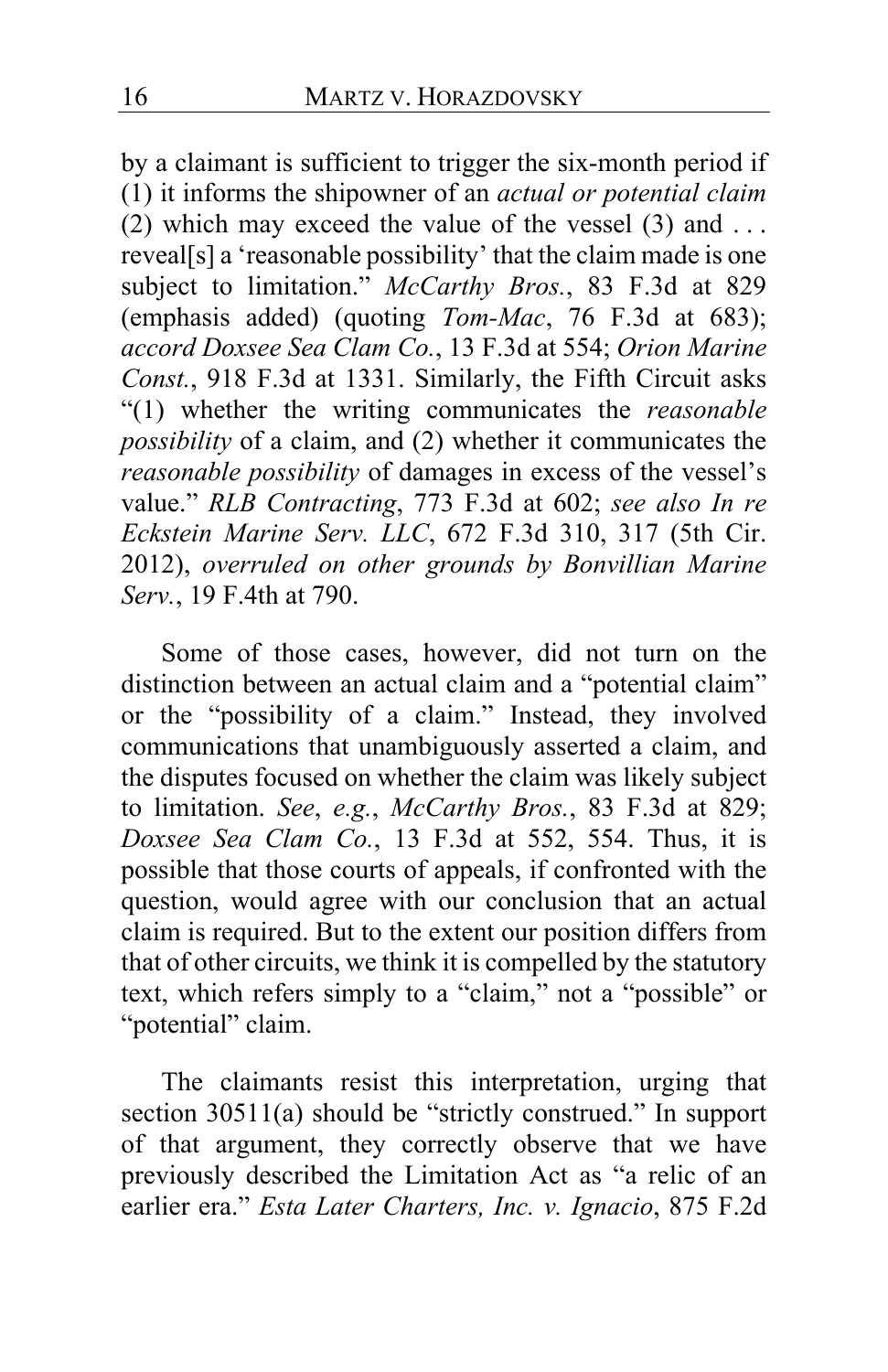by a claimant is sufficient to trigger the six-month period if (1) it informs the shipowner of an *actual or potential claim* (2) which may exceed the value of the vessel (3) and . . . reveal[s] a 'reasonable possibility' that the claim made is one subject to limitation." *McCarthy Bros.*, 83 F.3d at 829 (emphasis added) (quoting *Tom-Mac*, 76 F.3d at 683); *accord Doxsee Sea Clam Co.*, 13 F.3d at 554; *Orion Marine Const.*, 918 F.3d at 1331. Similarly, the Fifth Circuit asks "(1) whether the writing communicates the *reasonable possibility* of a claim, and (2) whether it communicates the *reasonable possibility* of damages in excess of the vessel's value." *RLB Contracting*, 773 F.3d at 602; *see also In re Eckstein Marine Serv. LLC*, 672 F.3d 310, 317 (5th Cir. 2012), *overruled on other grounds by Bonvillian Marine Serv.*, 19 F.4th at 790.

Some of those cases, however, did not turn on the distinction between an actual claim and a "potential claim" or the "possibility of a claim." Instead, they involved communications that unambiguously asserted a claim, and the disputes focused on whether the claim was likely subject to limitation. *See*, *e.g.*, *McCarthy Bros.*, 83 F.3d at 829; *Doxsee Sea Clam Co.*, 13 F.3d at 552, 554. Thus, it is possible that those courts of appeals, if confronted with the question, would agree with our conclusion that an actual claim is required. But to the extent our position differs from that of other circuits, we think it is compelled by the statutory text, which refers simply to a "claim," not a "possible" or "potential" claim.

The claimants resist this interpretation, urging that section 30511(a) should be "strictly construed." In support of that argument, they correctly observe that we have previously described the Limitation Act as "a relic of an earlier era." *Esta Later Charters, Inc. v. Ignacio*, 875 F.2d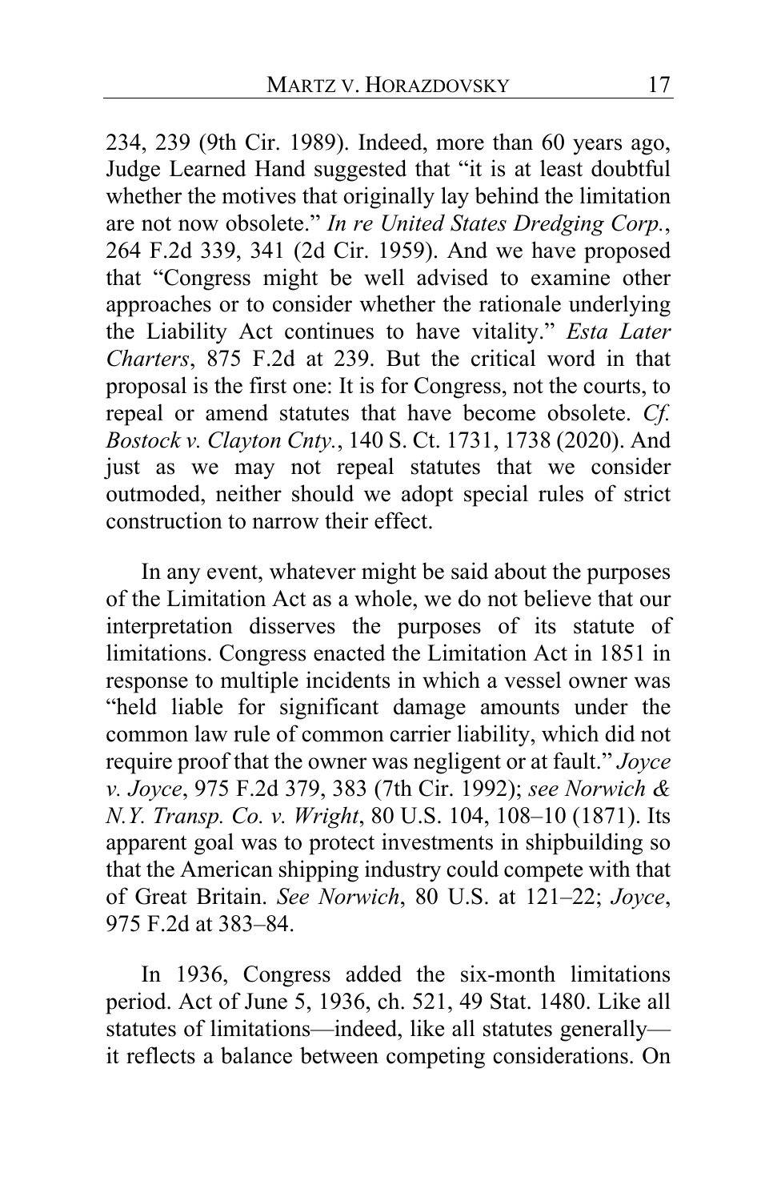234, 239 (9th Cir. 1989). Indeed, more than 60 years ago, Judge Learned Hand suggested that "it is at least doubtful whether the motives that originally lay behind the limitation are not now obsolete." *In re United States Dredging Corp.*, 264 F.2d 339, 341 (2d Cir. 1959). And we have proposed that "Congress might be well advised to examine other approaches or to consider whether the rationale underlying the Liability Act continues to have vitality." *Esta Later Charters*, 875 F.2d at 239. But the critical word in that proposal is the first one: It is for Congress, not the courts, to repeal or amend statutes that have become obsolete. *Cf. Bostock v. Clayton Cnty.*, 140 S. Ct. 1731, 1738 (2020). And just as we may not repeal statutes that we consider outmoded, neither should we adopt special rules of strict construction to narrow their effect.

In any event, whatever might be said about the purposes of the Limitation Act as a whole, we do not believe that our interpretation disserves the purposes of its statute of limitations. Congress enacted the Limitation Act in 1851 in response to multiple incidents in which a vessel owner was "held liable for significant damage amounts under the common law rule of common carrier liability, which did not require proof that the owner was negligent or at fault." *Joyce v. Joyce*, 975 F.2d 379, 383 (7th Cir. 1992); *see Norwich & N.Y. Transp. Co. v. Wright*, 80 U.S. 104, 108–10 (1871). Its apparent goal was to protect investments in shipbuilding so that the American shipping industry could compete with that of Great Britain. *See Norwich*, 80 U.S. at 121–22; *Joyce*, 975 F.2d at 383–84.

In 1936, Congress added the six-month limitations period. Act of June 5, 1936, ch. 521, 49 Stat. 1480. Like all statutes of limitations—indeed, like all statutes generally—it reflects a balance between competing considerations. On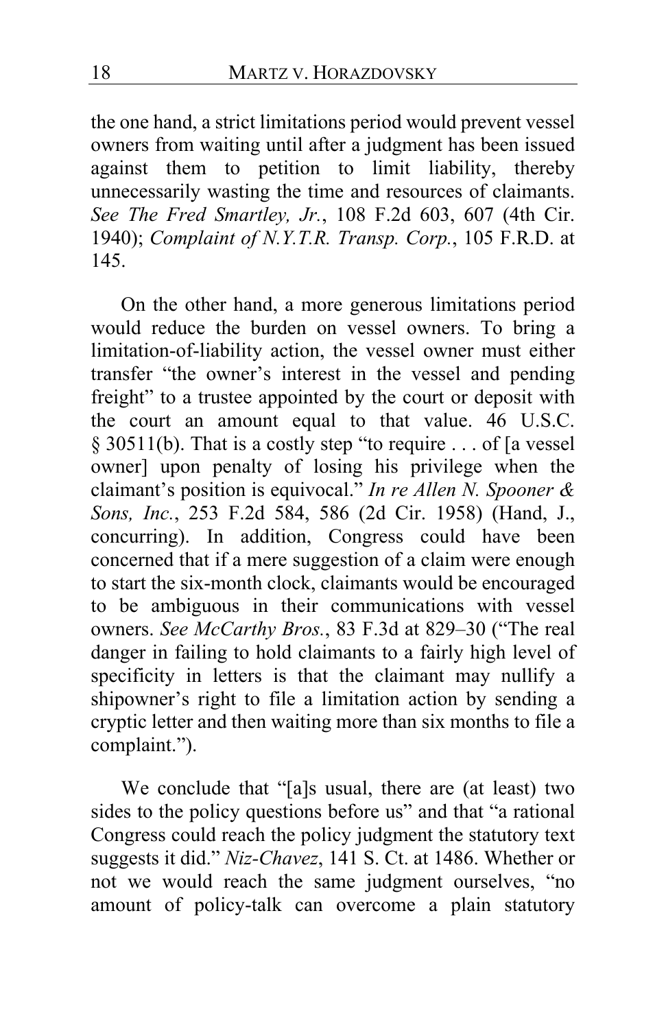the one hand, a strict limitations period would prevent vessel owners from waiting until after a judgment has been issued against them to petition to limit liability, thereby unnecessarily wasting the time and resources of claimants. *See The Fred Smartley, Jr.*, 108 F.2d 603, 607 (4th Cir. 1940); *Complaint of N.Y.T.R. Transp. Corp.*, 105 F.R.D. at 145.

On the other hand, a more generous limitations period would reduce the burden on vessel owners. To bring a limitation-of-liability action, the vessel owner must either transfer "the owner's interest in the vessel and pending freight" to a trustee appointed by the court or deposit with the court an amount equal to that value. 46 U.S.C. § 30511(b). That is a costly step "to require . . . of [a vessel owner] upon penalty of losing his privilege when the claimant's position is equivocal." *In re Allen N. Spooner & Sons, Inc.*, 253 F.2d 584, 586 (2d Cir. 1958) (Hand, J., concurring). In addition, Congress could have been concerned that if a mere suggestion of a claim were enough to start the six-month clock, claimants would be encouraged to be ambiguous in their communications with vessel owners. *See McCarthy Bros.*, 83 F.3d at 829–30 ("The real danger in failing to hold claimants to a fairly high level of specificity in letters is that the claimant may nullify a shipowner's right to file a limitation action by sending a cryptic letter and then waiting more than six months to file a complaint.").

We conclude that "[a]s usual, there are (at least) two sides to the policy questions before us" and that "a rational Congress could reach the policy judgment the statutory text suggests it did." *Niz-Chavez*, 141 S. Ct. at 1486. Whether or not we would reach the same judgment ourselves, "no amount of policy-talk can overcome a plain statutory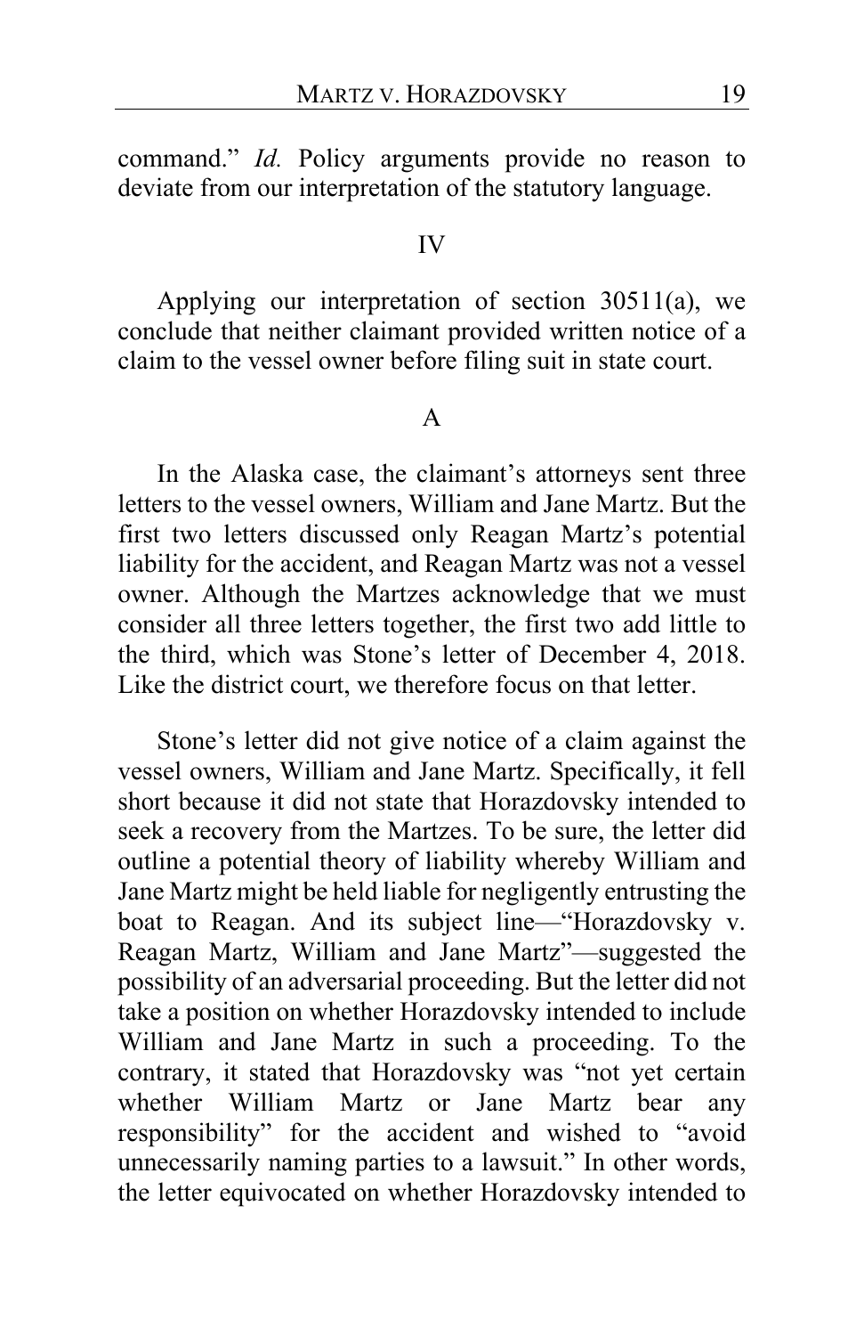command." *Id.* Policy arguments provide no reason to deviate from our interpretation of the statutory language.

## IV

Applying our interpretation of section 30511(a), we conclude that neither claimant provided written notice of a claim to the vessel owner before filing suit in state court.

### A

In the Alaska case, the claimant's attorneys sent three letters to the vessel owners, William and Jane Martz. But the first two letters discussed only Reagan Martz's potential liability for the accident, and Reagan Martz was not a vessel owner. Although the Martzes acknowledge that we must consider all three letters together, the first two add little to the third, which was Stone's letter of December 4, 2018. Like the district court, we therefore focus on that letter.

Stone's letter did not give notice of a claim against the vessel owners, William and Jane Martz. Specifically, it fell short because it did not state that Horazdovsky intended to seek a recovery from the Martzes. To be sure, the letter did outline a potential theory of liability whereby William and Jane Martz might be held liable for negligently entrusting the boat to Reagan. And its subject line—"Horazdovsky v. Reagan Martz, William and Jane Martz"—suggested the possibility of an adversarial proceeding. But the letter did not take a position on whether Horazdovsky intended to include William and Jane Martz in such a proceeding. To the contrary, it stated that Horazdovsky was "not yet certain whether William Martz or Jane Martz bear any responsibility" for the accident and wished to "avoid unnecessarily naming parties to a lawsuit." In other words, the letter equivocated on whether Horazdovsky intended to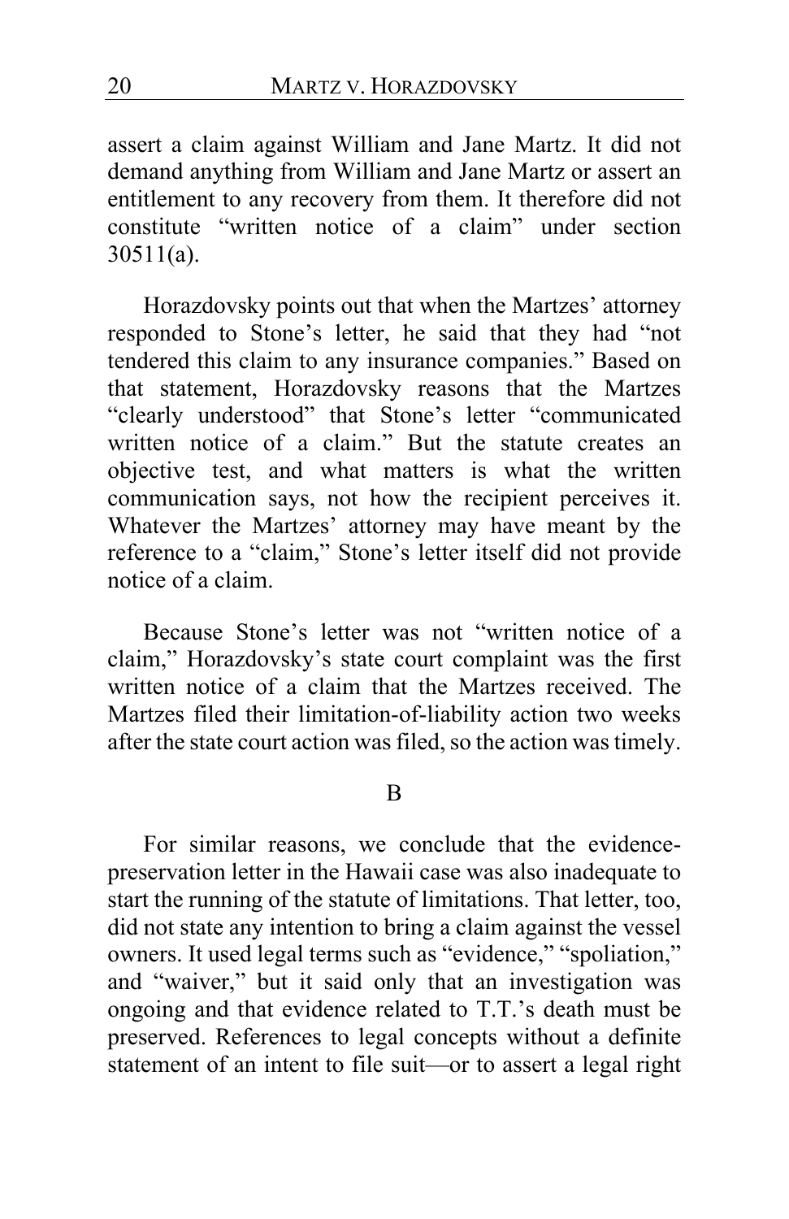assert a claim against William and Jane Martz. It did not demand anything from William and Jane Martz or assert an entitlement to any recovery from them. It therefore did not constitute "written notice of a claim" under section 30511(a).

Horazdovsky points out that when the Martzes' attorney responded to Stone's letter, he said that they had "not tendered this claim to any insurance companies." Based on that statement, Horazdovsky reasons that the Martzes "clearly understood" that Stone's letter "communicated written notice of a claim." But the statute creates an objective test, and what matters is what the written communication says, not how the recipient perceives it. Whatever the Martzes' attorney may have meant by the reference to a "claim," Stone's letter itself did not provide notice of a claim.

Because Stone's letter was not "written notice of a claim," Horazdovsky's state court complaint was the first written notice of a claim that the Martzes received. The Martzes filed their limitation-of-liability action two weeks after the state court action was filed, so the action was timely.

### B

For similar reasons, we conclude that the evidence-preservation letter in the Hawaii case was also inadequate to start the running of the statute of limitations. That letter, too, did not state any intention to bring a claim against the vessel owners. It used legal terms such as "evidence," "spoliation," and "waiver," but it said only that an investigation was ongoing and that evidence related to T.T.'s death must be preserved. References to legal concepts without a definite statement of an intent to file suit—or to assert a legal right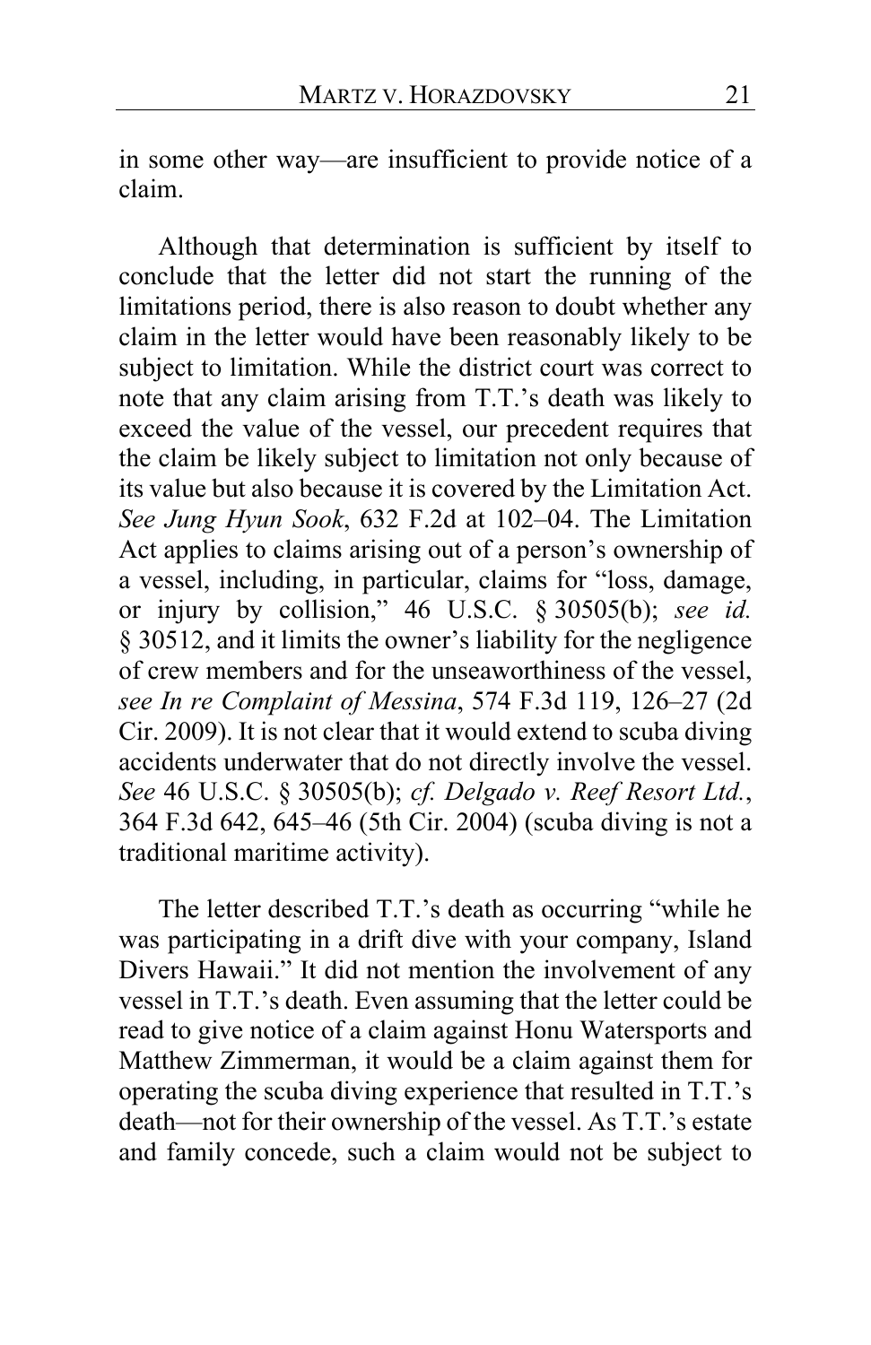in some other way—are insufficient to provide notice of a claim.

Although that determination is sufficient by itself to conclude that the letter did not start the running of the limitations period, there is also reason to doubt whether any claim in the letter would have been reasonably likely to be subject to limitation. While the district court was correct to note that any claim arising from T.T.'s death was likely to exceed the value of the vessel, our precedent requires that the claim be likely subject to limitation not only because of its value but also because it is covered by the Limitation Act. *See Jung Hyun Sook*, 632 F.2d at 102–04. The Limitation Act applies to claims arising out of a person's ownership of a vessel, including, in particular, claims for "loss, damage, or injury by collision," 46 U.S.C. § 30505(b); *see id.* § 30512, and it limits the owner's liability for the negligence of crew members and for the unseaworthiness of the vessel, *see In re Complaint of Messina*, 574 F.3d 119, 126–27 (2d Cir. 2009). It is not clear that it would extend to scuba diving accidents underwater that do not directly involve the vessel. *See* 46 U.S.C. § 30505(b); *cf. Delgado v. Reef Resort Ltd.*, 364 F.3d 642, 645–46 (5th Cir. 2004) (scuba diving is not a traditional maritime activity).

The letter described T.T.'s death as occurring "while he was participating in a drift dive with your company, Island Divers Hawaii." It did not mention the involvement of any vessel in T.T.'s death. Even assuming that the letter could be read to give notice of a claim against Honu Watersports and Matthew Zimmerman, it would be a claim against them for operating the scuba diving experience that resulted in T.T.'s death—not for their ownership of the vessel. As T.T.'s estate and family concede, such a claim would not be subject to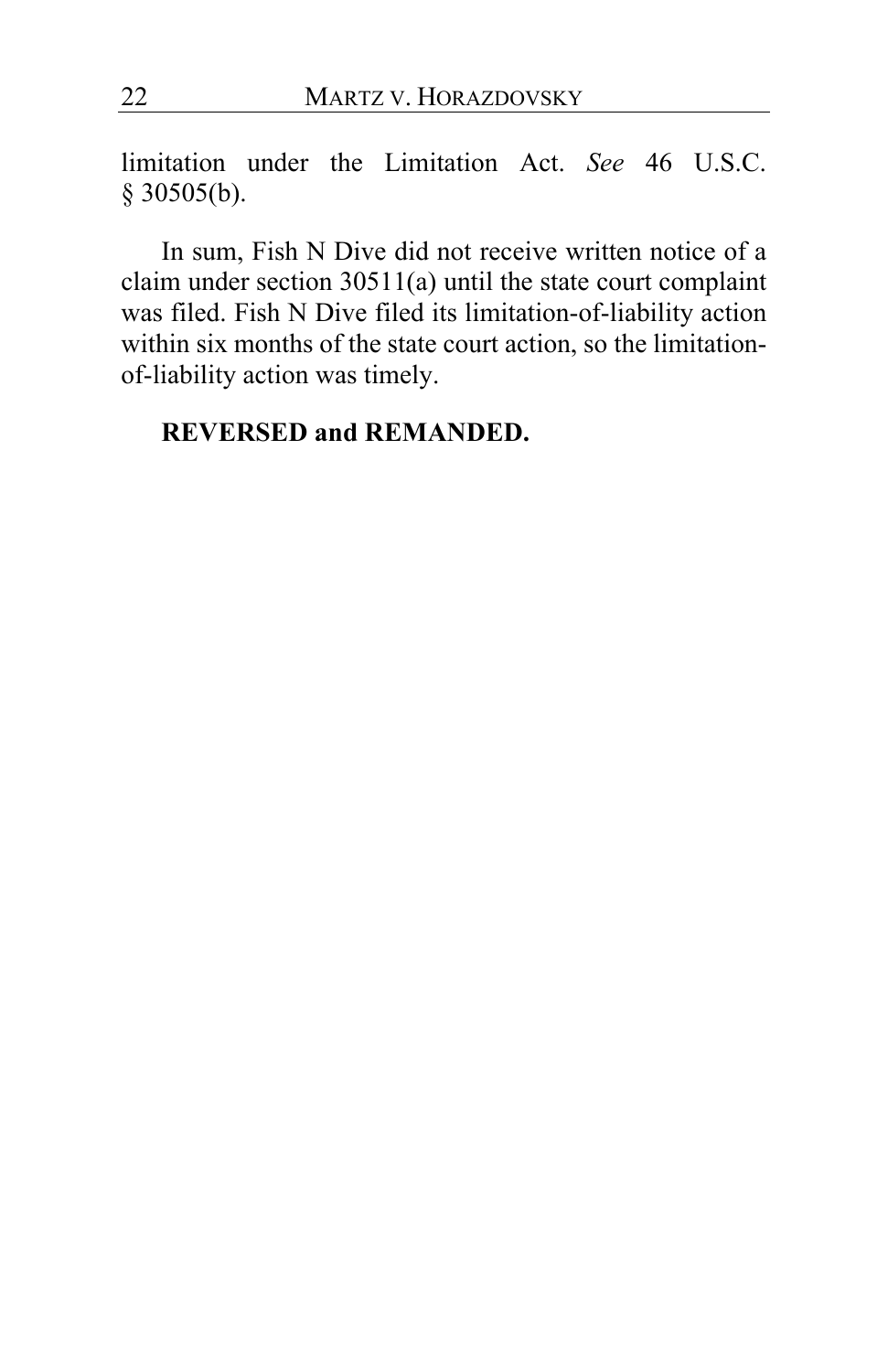limitation under the Limitation Act. *See* 46 U.S.C. § 30505(b).

In sum, Fish N Dive did not receive written notice of a claim under section 30511(a) until the state court complaint was filed. Fish N Dive filed its limitation-of-liability action within six months of the state court action, so the limitation-of-liability action was timely.

**REVERSED and REMANDED.**